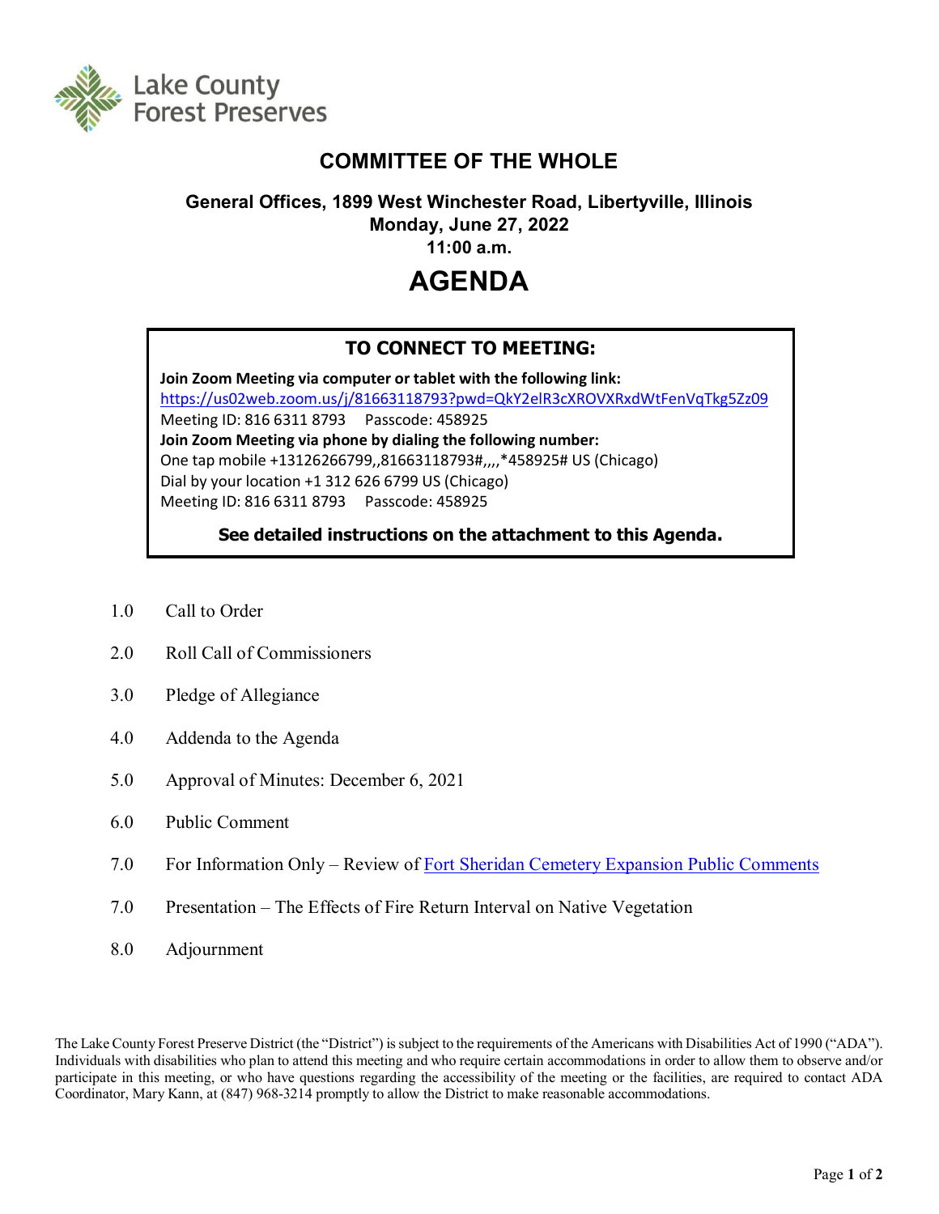Lake County Forest Preserves

# COMMITTEE OF THE WHOLE

**General Offices, 1899 West Winchester Road, Libertyville, Illinois**
**Monday, June 27, 2022**
**11:00 a.m.**

# AGENDA

## TO CONNECT TO MEETING:

**Join Zoom Meeting via computer or tablet with the following link:**
https://us02web.zoom.us/j/81663118793?pwd=QkY2elR3cXROVXRxdWtFenVqTkg5Zz09
Meeting ID: 816 6311 8793 Passcode: 458925
**Join Zoom Meeting via phone by dialing the following number:**
One tap mobile +13126266799,,81663118793#,,,,*458925# US (Chicago)
Dial by your location +1 312 626 6799 US (Chicago)
Meeting ID: 816 6311 8793 Passcode: 458925

**See detailed instructions on the attachment to this Agenda.**

1.0 Call to Order

2.0 Roll Call of Commissioners

3.0 Pledge of Allegiance

4.0 Addenda to the Agenda

5.0 Approval of Minutes: December 6, 2021

6.0 Public Comment

7.0 For Information Only – Review of Fort Sheridan Cemetery Expansion Public Comments

7.0 Presentation – The Effects of Fire Return Interval on Native Vegetation

8.0 Adjournment

The Lake County Forest Preserve District (the "District") is subject to the requirements of the Americans with Disabilities Act of 1990 ("ADA"). Individuals with disabilities who plan to attend this meeting and who require certain accommodations in order to allow them to observe and/or participate in this meeting, or who have questions regarding the accessibility of the meeting or the facilities, are required to contact ADA Coordinator, Mary Kann, at (847) 968-3214 promptly to allow the District to make reasonable accommodations.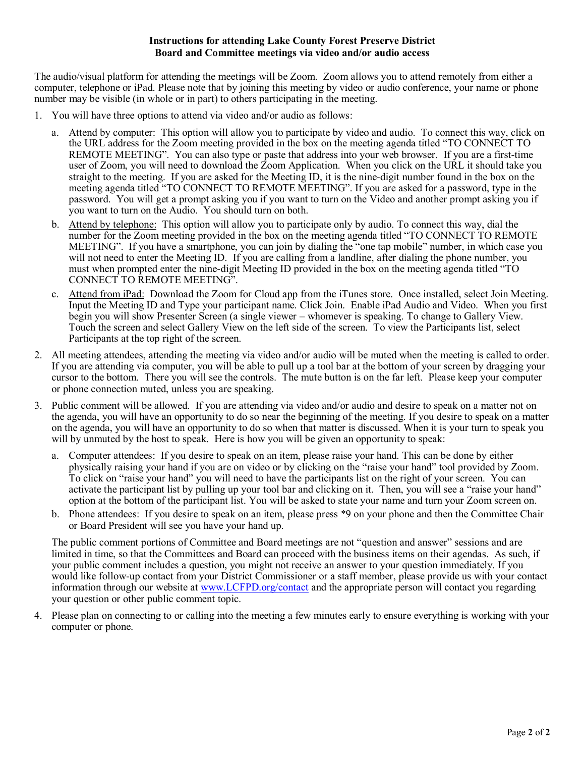**Instructions for attending Lake County Forest Preserve District**
**Board and Committee meetings via video and/or audio access**

The audio/visual platform for attending the meetings will be Zoom. Zoom allows you to attend remotely from either a computer, telephone or iPad. Please note that by joining this meeting by video or audio conference, your name or phone number may be visible (in whole or in part) to others participating in the meeting.

1. You will have three options to attend via video and/or audio as follows:

   a. Attend by computer: This option will allow you to participate by video and audio. To connect this way, click on the URL address for the Zoom meeting provided in the box on the meeting agenda titled "TO CONNECT TO REMOTE MEETING". You can also type or paste that address into your web browser. If you are a first-time user of Zoom, you will need to download the Zoom Application. When you click on the URL it should take you straight to the meeting. If you are asked for the Meeting ID, it is the nine-digit number found in the box on the meeting agenda titled "TO CONNECT TO REMOTE MEETING". If you are asked for a password, type in the password. You will get a prompt asking you if you want to turn on the Video and another prompt asking you if you want to turn on the Audio. You should turn on both.

   b. Attend by telephone: This option will allow you to participate only by audio. To connect this way, dial the number for the Zoom meeting provided in the box on the meeting agenda titled "TO CONNECT TO REMOTE MEETING". If you have a smartphone, you can join by dialing the "one tap mobile" number, in which case you will not need to enter the Meeting ID. If you are calling from a landline, after dialing the phone number, you must when prompted enter the nine-digit Meeting ID provided in the box on the meeting agenda titled "TO CONNECT TO REMOTE MEETING".

   c. Attend from iPad: Download the Zoom for Cloud app from the iTunes store. Once installed, select Join Meeting. Input the Meeting ID and Type your participant name. Click Join. Enable iPad Audio and Video. When you first begin you will show Presenter Screen (a single viewer – whomever is speaking. To change to Gallery View. Touch the screen and select Gallery View on the left side of the screen. To view the Participants list, select Participants at the top right of the screen.

2. All meeting attendees, attending the meeting via video and/or audio will be muted when the meeting is called to order. If you are attending via computer, you will be able to pull up a tool bar at the bottom of your screen by dragging your cursor to the bottom. There you will see the controls. The mute button is on the far left. Please keep your computer or phone connection muted, unless you are speaking.

3. Public comment will be allowed. If you are attending via video and/or audio and desire to speak on a matter not on the agenda, you will have an opportunity to do so near the beginning of the meeting. If you desire to speak on a matter on the agenda, you will have an opportunity to do so when that matter is discussed. When it is your turn to speak you will by unmuted by the host to speak. Here is how you will be given an opportunity to speak:

   a. Computer attendees: If you desire to speak on an item, please raise your hand. This can be done by either physically raising your hand if you are on video or by clicking on the "raise your hand" tool provided by Zoom. To click on "raise your hand" you will need to have the participants list on the right of your screen. You can activate the participant list by pulling up your tool bar and clicking on it. Then, you will see a "raise your hand" option at the bottom of the participant list. You will be asked to state your name and turn your Zoom screen on.

   b. Phone attendees: If you desire to speak on an item, please press *9 on your phone and then the Committee Chair or Board President will see you have your hand up.

   The public comment portions of Committee and Board meetings are not "question and answer" sessions and are limited in time, so that the Committees and Board can proceed with the business items on their agendas. As such, if your public comment includes a question, you might not receive an answer to your question immediately. If you would like follow-up contact from your District Commissioner or a staff member, please provide us with your contact information through our website at www.LCFPD.org/contact and the appropriate person will contact you regarding your question or other public comment topic.

4. Please plan on connecting to or calling into the meeting a few minutes early to ensure everything is working with your computer or phone.